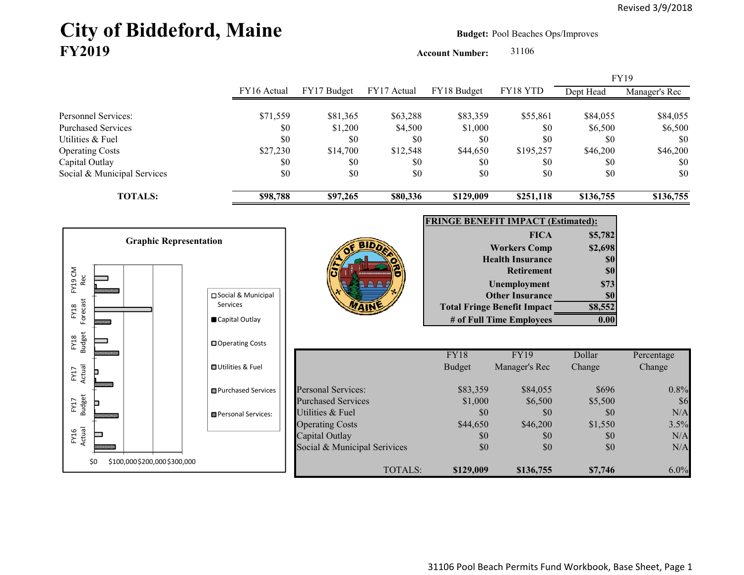Revised 3/9/2018

# City of Biddeford, Maine
## FY2019

**Budget:** Pool Beaches Ops/Improves

**Account Number:** 31106

| | FY16 Actual | FY17 Budget | FY17 Actual | FY18 Budget | FY18 YTD | FY19 Dept Head | FY19 Manager's Rec |
|---|---|---|---|---|---|---|---|
| Personnel Services: | $71,559 | $81,365 | $63,288 | $83,359 | $55,861 | $84,055 | $84,055 |
| Purchased Services | $0 | $1,200 | $4,500 | $1,000 | $0 | $6,500 | $6,500 |
| Utilities & Fuel | $0 | $0 | $0 | $0 | $0 | $0 | $0 |
| Operating Costs | $27,230 | $14,700 | $12,548 | $44,650 | $195,257 | $46,200 | $46,200 |
| Capital Outlay | $0 | $0 | $0 | $0 | $0 | $0 | $0 |
| Social & Municipal Services | $0 | $0 | $0 | $0 | $0 | $0 | $0 |
| **TOTALS:** | **$98,788** | **$97,265** | **$80,336** | **$129,009** | **$251,118** | **$136,755** | **$136,755** |

**Graphic Representation**

Legend: Social & Municipal Services; Capital Outlay; Operating Costs; Utilities & Fuel; Purchased Services; Personal Services:

Categories: FY16 Actual; FY17 Budget; FY17 Actual; FY18 Budget; FY18 Forecast; FY19 CM Rec

Axis: $0 $100,000 $200,000 $300,000

| **FRINGE BENEFIT IMPACT (Estimated):** | |
|---|---|
| **FICA** | **$5,782** |
| **Workers Comp** | **$2,698** |
| **Health Insurance** | **$0** |
| **Retirement** | **$0** |
| **Unemployment** | **$73** |
| **Other Insurance** | **$0** |
| **Total Fringe Benefit Impact** | **$8,552** |
| **# of Full Time Employees** | **0.00** |

| | FY18 Budget | FY19 Manager's Rec | Dollar Change | Percentage Change |
|---|---|---|---|---|
| Personal Services: | $83,359 | $84,055 | $696 | 0.8% |
| Purchased Services | $1,000 | $6,500 | $5,500 | $6 |
| Utilities & Fuel | $0 | $0 | $0 | N/A |
| Operating Costs | $44,650 | $46,200 | $1,550 | 3.5% |
| Capital Outlay | $0 | $0 | $0 | N/A |
| Social & Municipal Services | $0 | $0 | $0 | N/A |
| TOTALS: | **$129,009** | **$136,755** | **$7,746** | 6.0% |

31106 Pool Beach Permits Fund Workbook, Base Sheet, Page 1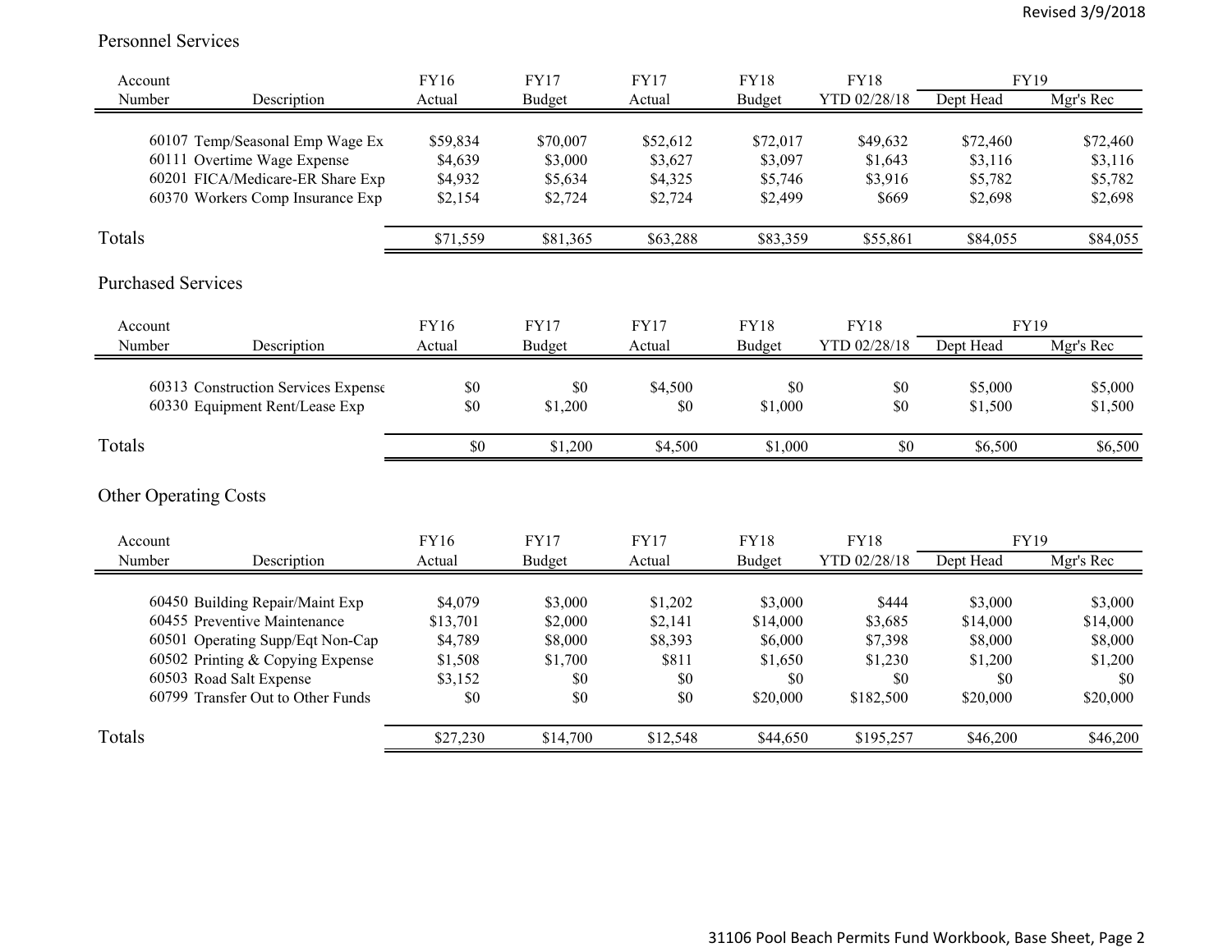Revised 3/9/2018

## Personnel Services

| Account Number | Description | FY16 Actual | FY17 Budget | FY17 Actual | FY18 Budget | FY18 YTD 02/28/18 | FY19 Dept Head | FY19 Mgr's Rec |
|---|---|---|---|---|---|---|---|---|
| 60107 | Temp/Seasonal Emp Wage Ex | $59,834 | $70,007 | $52,612 | $72,017 | $49,632 | $72,460 | $72,460 |
| 60111 | Overtime Wage Expense | $4,639 | $3,000 | $3,627 | $3,097 | $1,643 | $3,116 | $3,116 |
| 60201 | FICA/Medicare-ER Share Exp | $4,932 | $5,634 | $4,325 | $5,746 | $3,916 | $5,782 | $5,782 |
| 60370 | Workers Comp Insurance Exp | $2,154 | $2,724 | $2,724 | $2,499 | $669 | $2,698 | $2,698 |
| Totals | | $71,559 | $81,365 | $63,288 | $83,359 | $55,861 | $84,055 | $84,055 |

## Purchased Services

| Account Number | Description | FY16 Actual | FY17 Budget | FY17 Actual | FY18 Budget | FY18 YTD 02/28/18 | FY19 Dept Head | FY19 Mgr's Rec |
|---|---|---|---|---|---|---|---|---|
| 60313 | Construction Services Expense | $0 | $0 | $4,500 | $0 | $0 | $5,000 | $5,000 |
| 60330 | Equipment Rent/Lease Exp | $0 | $1,200 | $0 | $1,000 | $0 | $1,500 | $1,500 |
| Totals | | $0 | $1,200 | $4,500 | $1,000 | $0 | $6,500 | $6,500 |

## Other Operating Costs

| Account Number | Description | FY16 Actual | FY17 Budget | FY17 Actual | FY18 Budget | FY18 YTD 02/28/18 | FY19 Dept Head | FY19 Mgr's Rec |
|---|---|---|---|---|---|---|---|---|
| 60450 | Building Repair/Maint Exp | $4,079 | $3,000 | $1,202 | $3,000 | $444 | $3,000 | $3,000 |
| 60455 | Preventive Maintenance | $13,701 | $2,000 | $2,141 | $14,000 | $3,685 | $14,000 | $14,000 |
| 60501 | Operating Supp/Eqt Non-Cap | $4,789 | $8,000 | $8,393 | $6,000 | $7,398 | $8,000 | $8,000 |
| 60502 | Printing & Copying Expense | $1,508 | $1,700 | $811 | $1,650 | $1,230 | $1,200 | $1,200 |
| 60503 | Road Salt Expense | $3,152 | $0 | $0 | $0 | $0 | $0 | $0 |
| 60799 | Transfer Out to Other Funds | $0 | $0 | $0 | $20,000 | $182,500 | $20,000 | $20,000 |
| Totals | | $27,230 | $14,700 | $12,548 | $44,650 | $195,257 | $46,200 | $46,200 |

31106 Pool Beach Permits Fund Workbook, Base Sheet, Page 2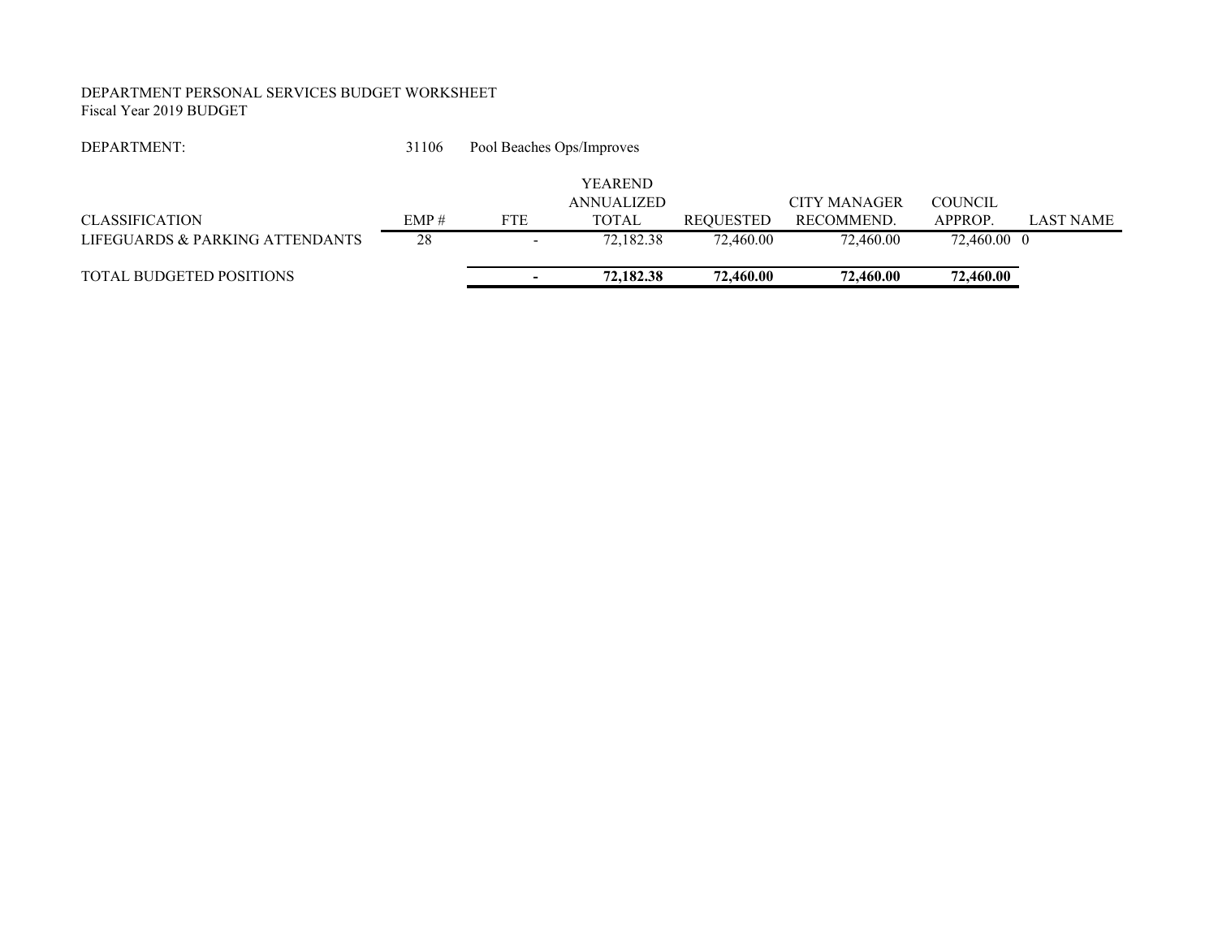DEPARTMENT PERSONAL SERVICES BUDGET WORKSHEET
Fiscal Year 2019 BUDGET

DEPARTMENT: 31106 Pool Beaches Ops/Improves

| CLASSIFICATION | EMP # | FTE | YEAREND ANNUALIZED TOTAL | REQUESTED | CITY MANAGER RECOMMEND. | COUNCIL APPROP. | LAST NAME |
|---|---|---|---|---|---|---|---|
| LIFEGUARDS & PARKING ATTENDANTS | 28 | - | 72,182.38 | 72,460.00 | 72,460.00 | 72,460.00 | 0 |
| **TOTAL BUDGETED POSITIONS** | | **-** | **72,182.38** | **72,460.00** | **72,460.00** | **72,460.00** | |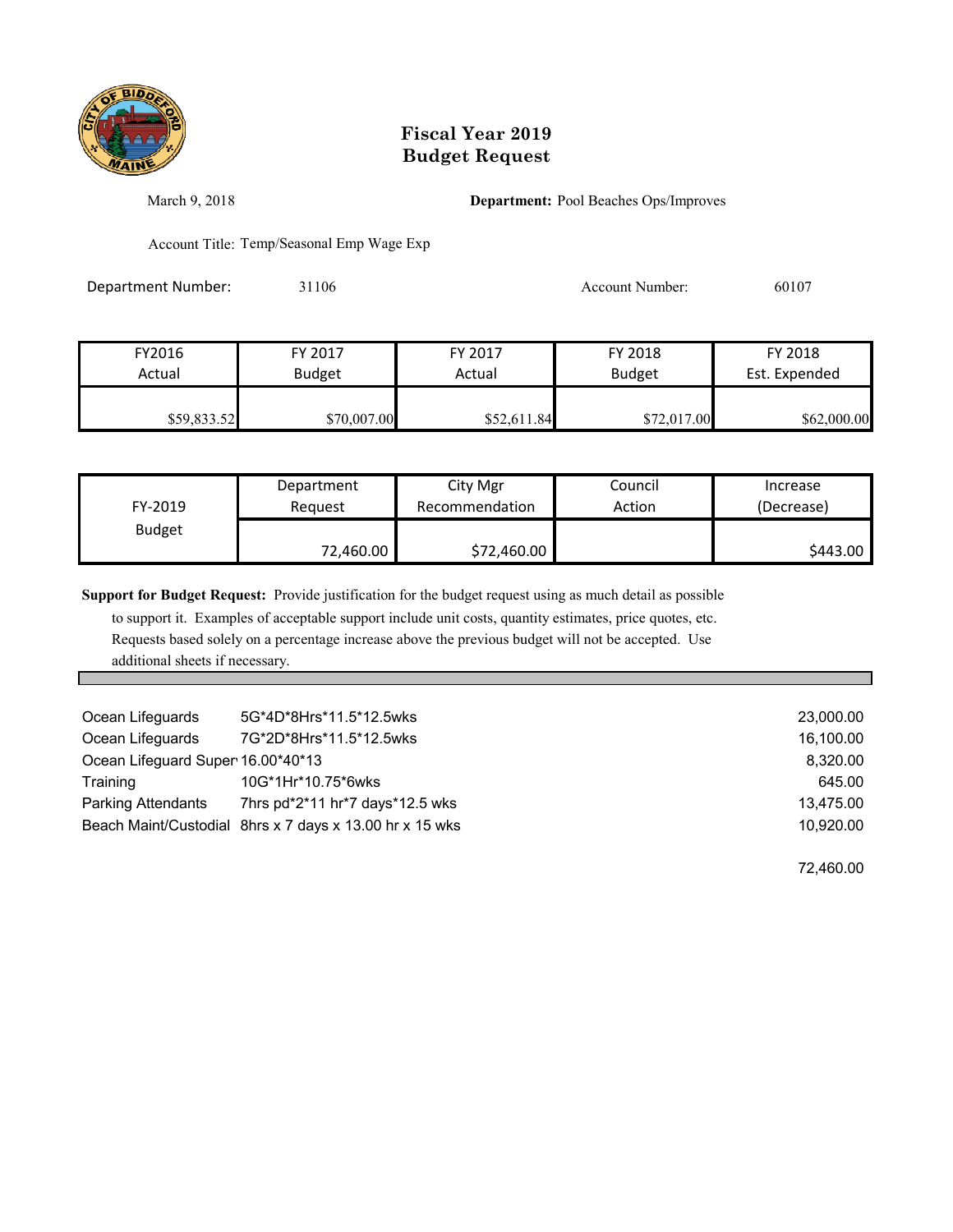# Fiscal Year 2019
# Budget Request

March 9, 2018

**Department:** Pool Beaches Ops/Improves

Account Title: Temp/Seasonal Emp Wage Exp

Department Number: 31106

Account Number: 60107

| FY2016 Actual | FY 2017 Budget | FY 2017 Actual | FY 2018 Budget | FY 2018 Est. Expended |
|---|---|---|---|---|
| $59,833.52 | $70,007.00 | $52,611.84 | $72,017.00 | $62,000.00 |

| FY-2019 Budget | Department Request | City Mgr Recommendation | Council Action | Increase (Decrease) |
|---|---|---|---|---|
| | 72,460.00 | $72,460.00 | | $443.00 |

**Support for Budget Request:** Provide justification for the budget request using as much detail as possible to support it. Examples of acceptable support include unit costs, quantity estimates, price quotes, etc. Requests based solely on a percentage increase above the previous budget will not be accepted. Use additional sheets if necessary.

| | | |
|---|---|---|
| Ocean Lifeguards | 5G*4D*8Hrs*11.5*12.5wks | 23,000.00 |
| Ocean Lifeguards | 7G*2D*8Hrs*11.5*12.5wks | 16,100.00 |
| Ocean Lifeguard Super | 16.00*40*13 | 8,320.00 |
| Training | 10G*1Hr*10.75*6wks | 645.00 |
| Parking Attendants | 7hrs pd*2*11 hr*7 days*12.5 wks | 13,475.00 |
| Beach Maint/Custodial | 8hrs x 7 days x 13.00 hr x 15 wks | 10,920.00 |
| | | 72,460.00 |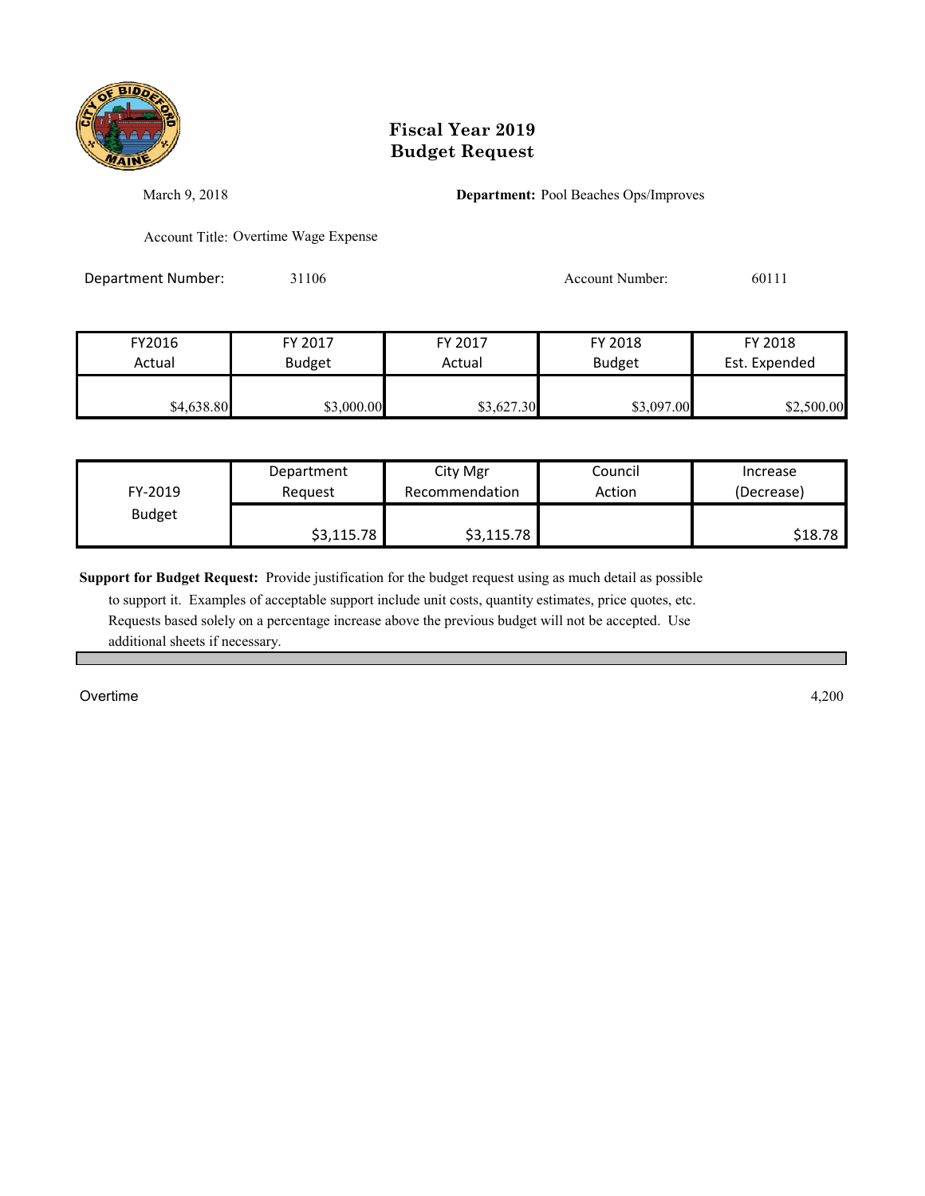# Fiscal Year 2019
# Budget Request

March 9, 2018

**Department:** Pool Beaches Ops/Improves

Account Title: Overtime Wage Expense

Department Number: 31106

Account Number: 60111

| FY2016 Actual | FY 2017 Budget | FY 2017 Actual | FY 2018 Budget | FY 2018 Est. Expended |
|---|---|---|---|---|
| $4,638.80 | $3,000.00 | $3,627.30 | $3,097.00 | $2,500.00 |

| FY-2019 Budget | Department Request | City Mgr Recommendation | Council Action | Increase (Decrease) |
|---|---|---|---|---|
| | $3,115.78 | $3,115.78 | | $18.78 |

**Support for Budget Request:** Provide justification for the budget request using as much detail as possible to support it. Examples of acceptable support include unit costs, quantity estimates, price quotes, etc. Requests based solely on a percentage increase above the previous budget will not be accepted. Use additional sheets if necessary.

| | |
|---|---|
| Overtime | 4,200 |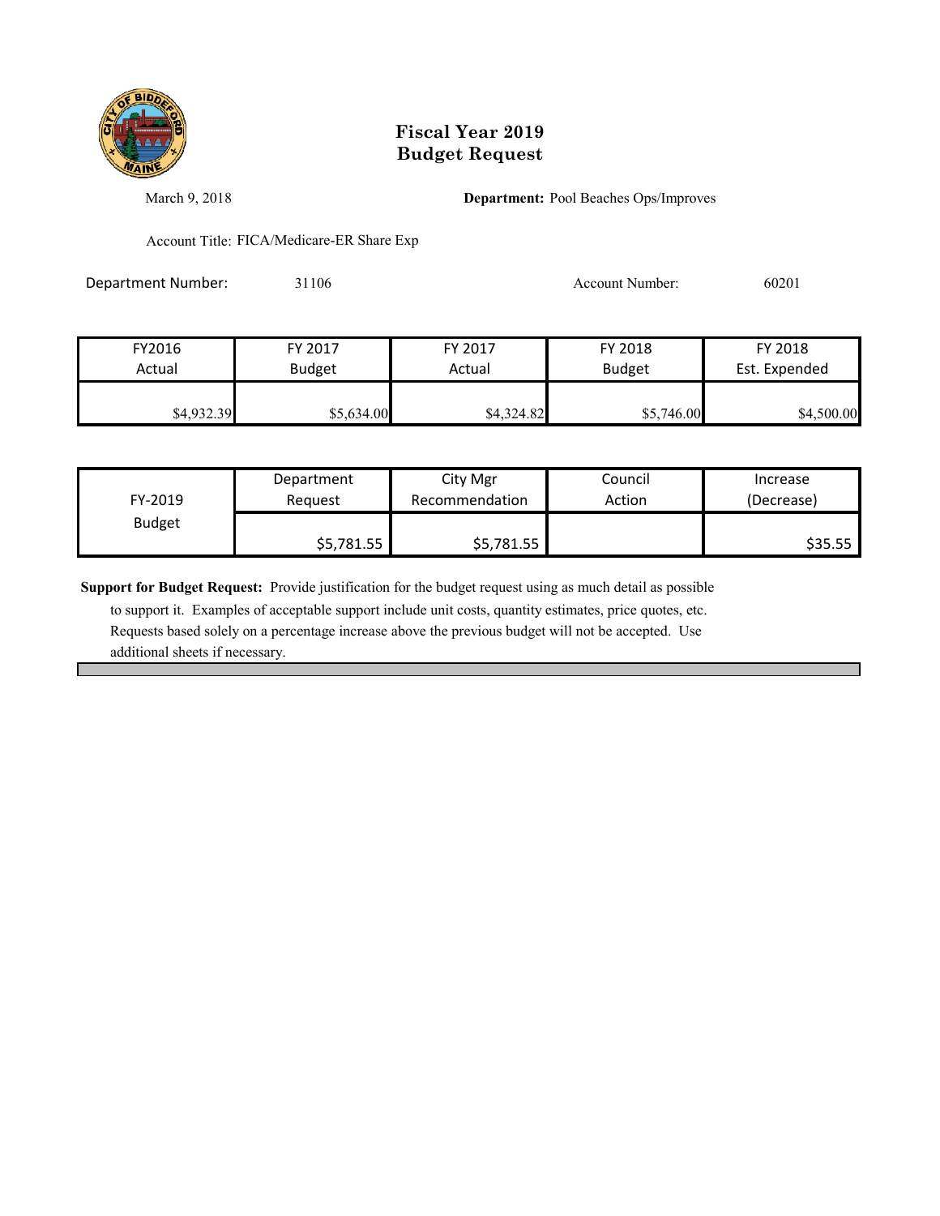# Fiscal Year 2019
# Budget Request

March 9, 2018

**Department:** Pool Beaches Ops/Improves

Account Title: FICA/Medicare-ER Share Exp

Department Number: 31106

Account Number: 60201

| FY2016 Actual | FY 2017 Budget | FY 2017 Actual | FY 2018 Budget | FY 2018 Est. Expended |
|---|---|---|---|---|
| $4,932.39 | $5,634.00 | $4,324.82 | $5,746.00 | $4,500.00 |

| FY-2019 Budget | Department Request | City Mgr Recommendation | Council Action | Increase (Decrease) |
|---|---|---|---|---|
| | $5,781.55 | $5,781.55 | | $35.55 |

**Support for Budget Request:** Provide justification for the budget request using as much detail as possible to support it. Examples of acceptable support include unit costs, quantity estimates, price quotes, etc. Requests based solely on a percentage increase above the previous budget will not be accepted. Use additional sheets if necessary.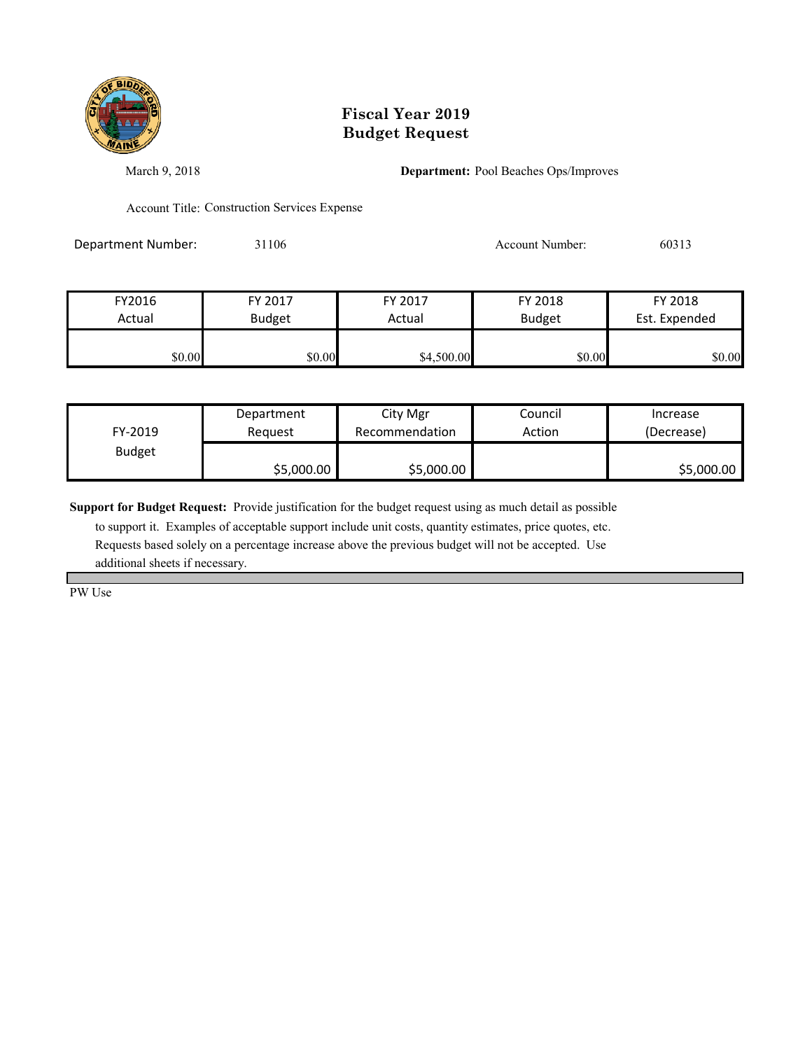# Fiscal Year 2019
# Budget Request

March 9, 2018

**Department:** Pool Beaches Ops/Improves

Account Title: Construction Services Expense

Department Number: 31106

Account Number: 60313

| FY2016 Actual | FY 2017 Budget | FY 2017 Actual | FY 2018 Budget | FY 2018 Est. Expended |
|---|---|---|---|---|
| $0.00 | $0.00 | $4,500.00 | $0.00 | $0.00 |

| FY-2019 Budget | Department Request | City Mgr Recommendation | Council Action | Increase (Decrease) |
|---|---|---|---|---|
| | $5,000.00 | $5,000.00 | | $5,000.00 |

**Support for Budget Request:** Provide justification for the budget request using as much detail as possible to support it. Examples of acceptable support include unit costs, quantity estimates, price quotes, etc. Requests based solely on a percentage increase above the previous budget will not be accepted. Use additional sheets if necessary.

PW Use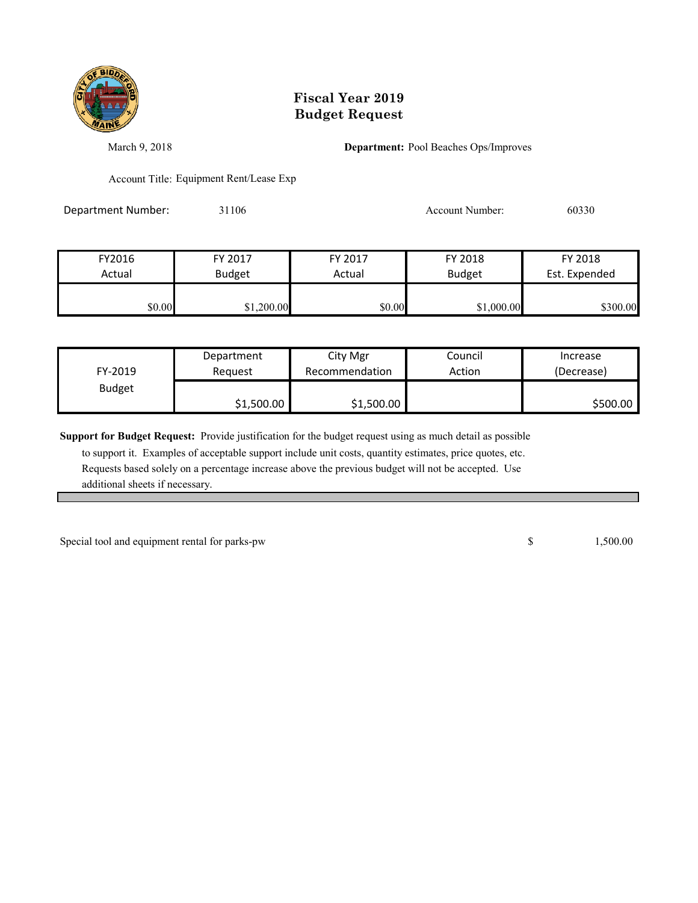# Fiscal Year 2019
# Budget Request

March 9, 2018

**Department:** Pool Beaches Ops/Improves

Account Title: Equipment Rent/Lease Exp

Department Number: 31106

Account Number: 60330

| FY2016 Actual | FY 2017 Budget | FY 2017 Actual | FY 2018 Budget | FY 2018 Est. Expended |
|---|---|---|---|---|
| $0.00 | $1,200.00 | $0.00 | $1,000.00 | $300.00 |

| FY-2019 Budget | Department Request | City Mgr Recommendation | Council Action | Increase (Decrease) |
|---|---|---|---|---|
| | $1,500.00 | $1,500.00 | | $500.00 |

**Support for Budget Request:** Provide justification for the budget request using as much detail as possible to support it. Examples of acceptable support include unit costs, quantity estimates, price quotes, etc. Requests based solely on a percentage increase above the previous budget will not be accepted. Use additional sheets if necessary.

| | | |
|---|---|---|
| Special tool and equipment rental for parks-pw | $ | 1,500.00 |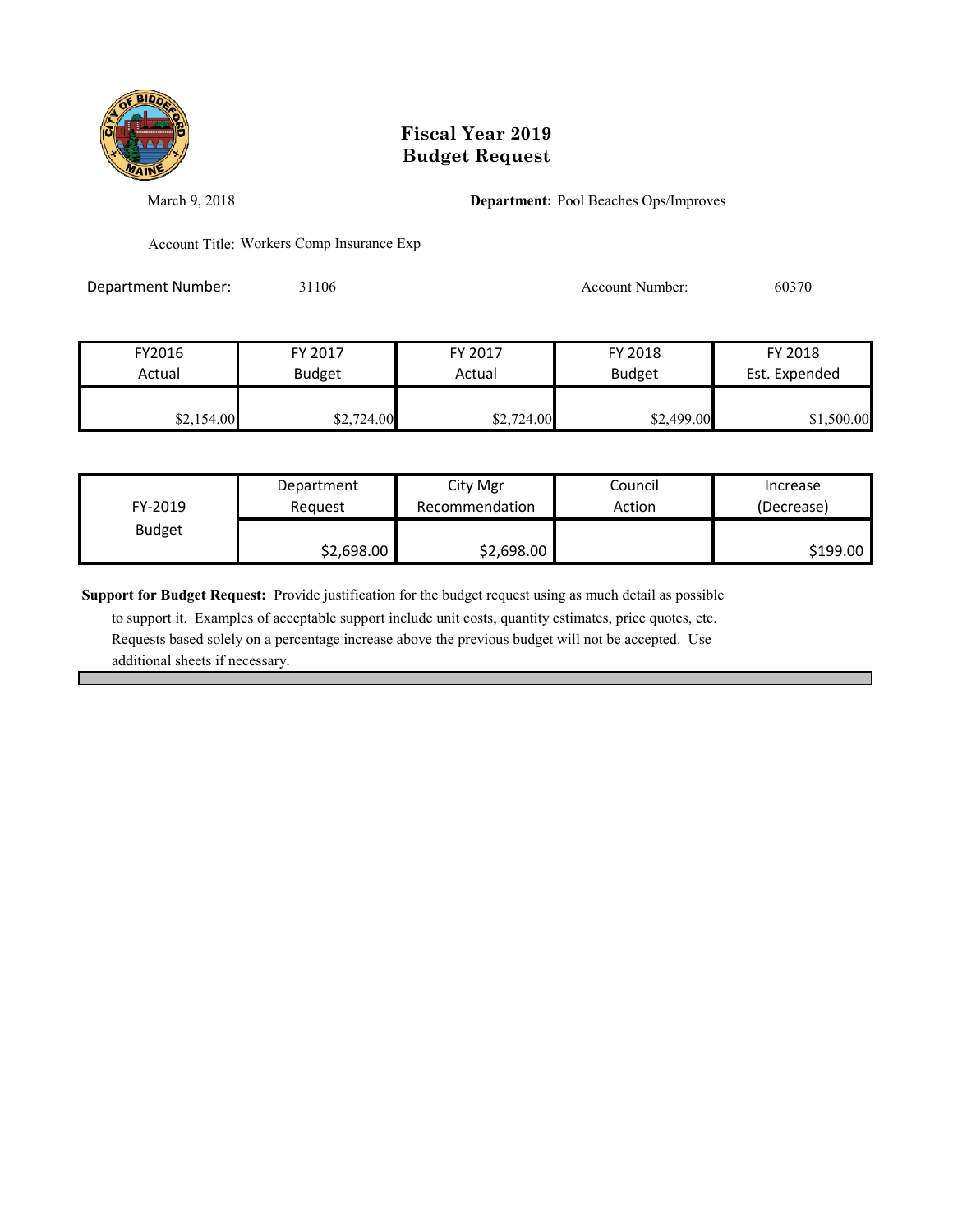# Fiscal Year 2019
# Budget Request

March 9, 2018

**Department:** Pool Beaches Ops/Improves

Account Title: Workers Comp Insurance Exp

Department Number: 31106

Account Number: 60370

| FY2016 Actual | FY 2017 Budget | FY 2017 Actual | FY 2018 Budget | FY 2018 Est. Expended |
|---|---|---|---|---|
| $2,154.00 | $2,724.00 | $2,724.00 | $2,499.00 | $1,500.00 |

| FY-2019 Budget | Department Request | City Mgr Recommendation | Council Action | Increase (Decrease) |
|---|---|---|---|---|
| | $2,698.00 | $2,698.00 | | $199.00 |

**Support for Budget Request:** Provide justification for the budget request using as much detail as possible to support it. Examples of acceptable support include unit costs, quantity estimates, price quotes, etc. Requests based solely on a percentage increase above the previous budget will not be accepted. Use additional sheets if necessary.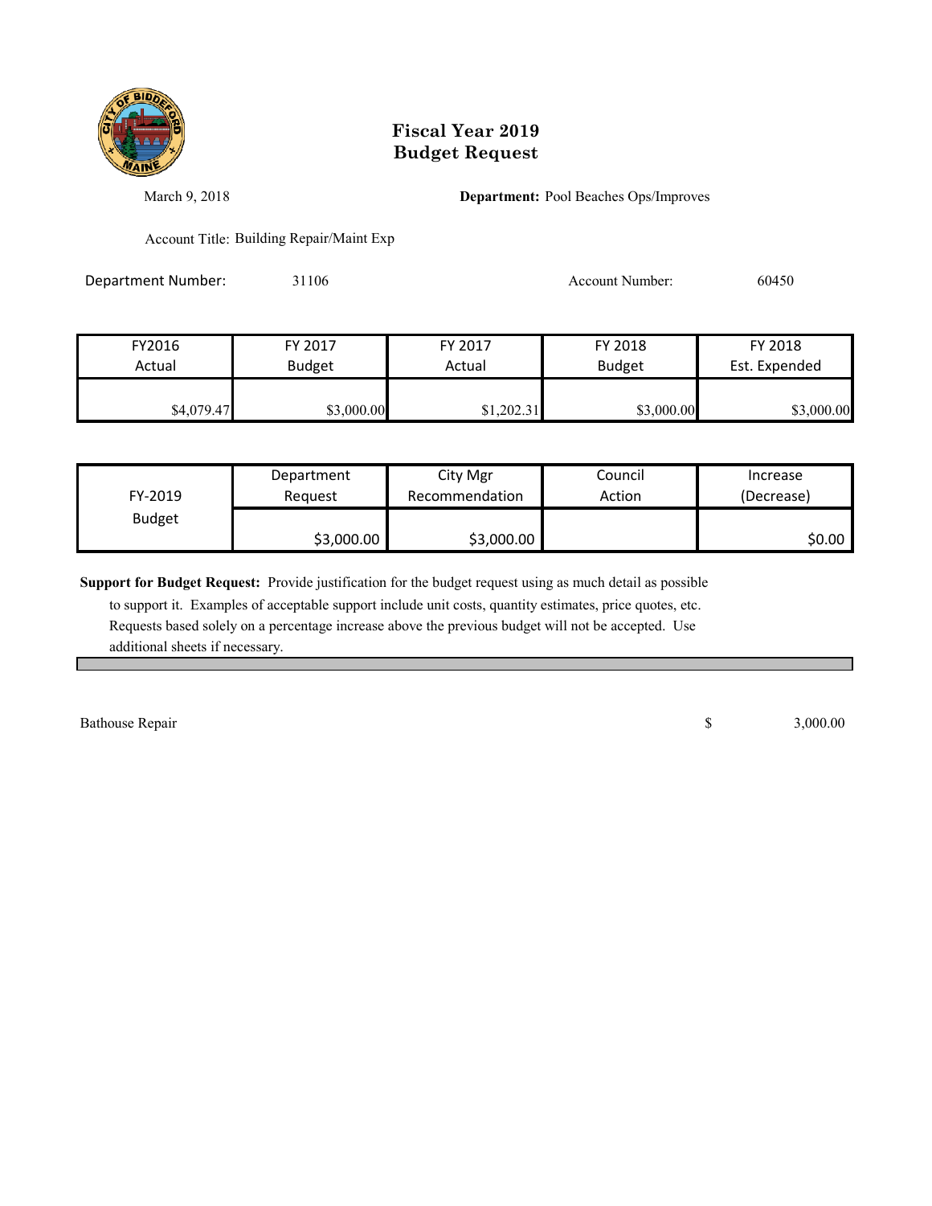# Fiscal Year 2019
# Budget Request

March 9, 2018

**Department:** Pool Beaches Ops/Improves

Account Title: Building Repair/Maint Exp

Department Number: 31106

Account Number: 60450

| FY2016 Actual | FY 2017 Budget | FY 2017 Actual | FY 2018 Budget | FY 2018 Est. Expended |
|---|---|---|---|---|
| $4,079.47 | $3,000.00 | $1,202.31 | $3,000.00 | $3,000.00 |

| FY-2019 Budget | Department Request | City Mgr Recommendation | Council Action | Increase (Decrease) |
|---|---|---|---|---|
| | $3,000.00 | $3,000.00 | | $0.00 |

**Support for Budget Request:** Provide justification for the budget request using as much detail as possible to support it. Examples of acceptable support include unit costs, quantity estimates, price quotes, etc. Requests based solely on a percentage increase above the previous budget will not be accepted. Use additional sheets if necessary.

| | | |
|---|---|---|
| Bathouse Repair | $ | 3,000.00 |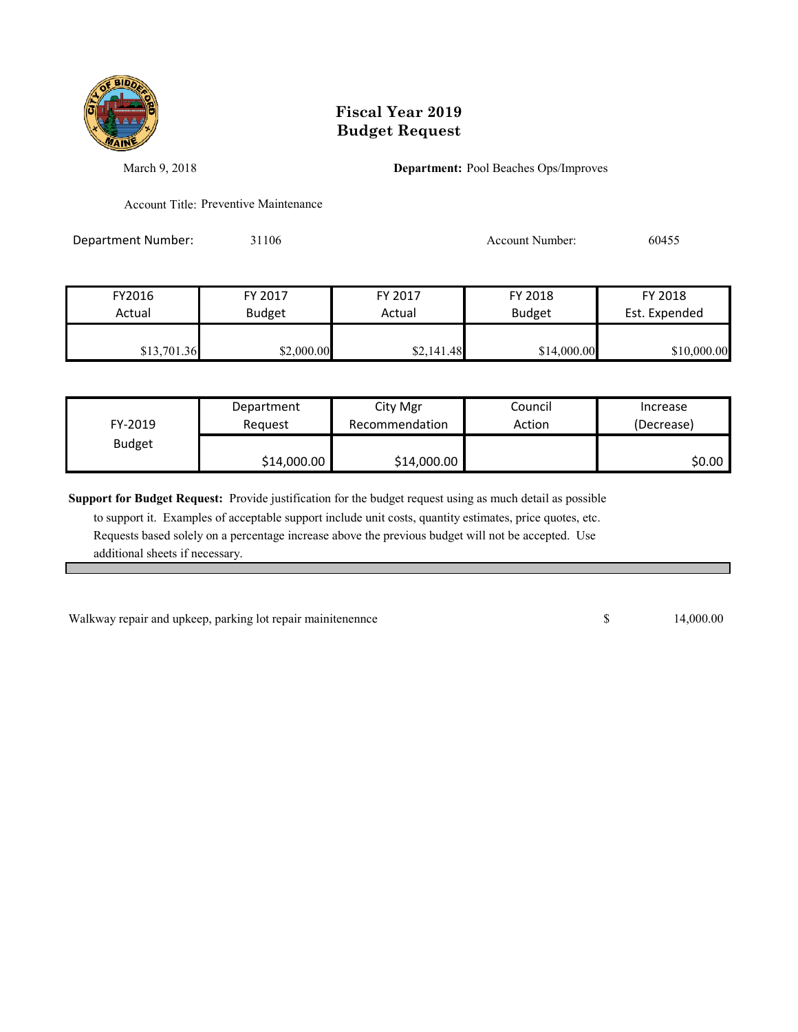# Fiscal Year 2019
# Budget Request

March 9, 2018

**Department:** Pool Beaches Ops/Improves

Account Title: Preventive Maintenance

Department Number: 31106

Account Number: 60455

| FY2016 Actual | FY 2017 Budget | FY 2017 Actual | FY 2018 Budget | FY 2018 Est. Expended |
|---|---|---|---|---|
| $13,701.36 | $2,000.00 | $2,141.48 | $14,000.00 | $10,000.00 |

| FY-2019 Budget | Department Request | City Mgr Recommendation | Council Action | Increase (Decrease) |
|---|---|---|---|---|
| | $14,000.00 | $14,000.00 | | $0.00 |

**Support for Budget Request:** Provide justification for the budget request using as much detail as possible to support it. Examples of acceptable support include unit costs, quantity estimates, price quotes, etc. Requests based solely on a percentage increase above the previous budget will not be accepted. Use additional sheets if necessary.

Walkway repair and upkeep, parking lot repair mainitenennce $ 14,000.00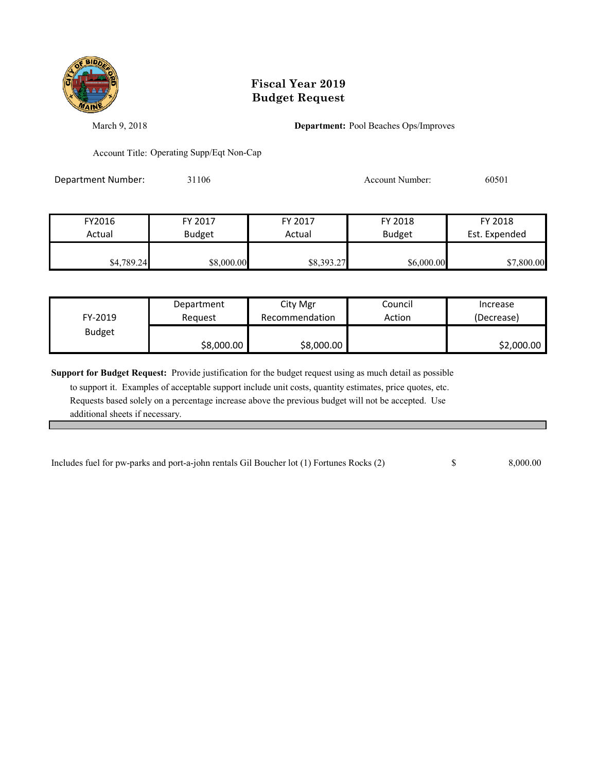# Fiscal Year 2019
# Budget Request

March 9, 2018

**Department:** Pool Beaches Ops/Improves

Account Title: Operating Supp/Eqt Non-Cap

Department Number: 31106

Account Number: 60501

| FY2016 Actual | FY 2017 Budget | FY 2017 Actual | FY 2018 Budget | FY 2018 Est. Expended |
|---|---|---|---|---|
| $4,789.24 | $8,000.00 | $8,393.27 | $6,000.00 | $7,800.00 |

| FY-2019 Budget | Department Request | City Mgr Recommendation | Council Action | Increase (Decrease) |
|---|---|---|---|---|
| | $8,000.00 | $8,000.00 | | $2,000.00 |

**Support for Budget Request:** Provide justification for the budget request using as much detail as possible to support it. Examples of acceptable support include unit costs, quantity estimates, price quotes, etc. Requests based solely on a percentage increase above the previous budget will not be accepted. Use additional sheets if necessary.

| | | |
|---|---|---|
| Includes fuel for pw-parks and port-a-john rentals Gil Boucher lot (1) Fortunes Rocks (2) | $ | 8,000.00 |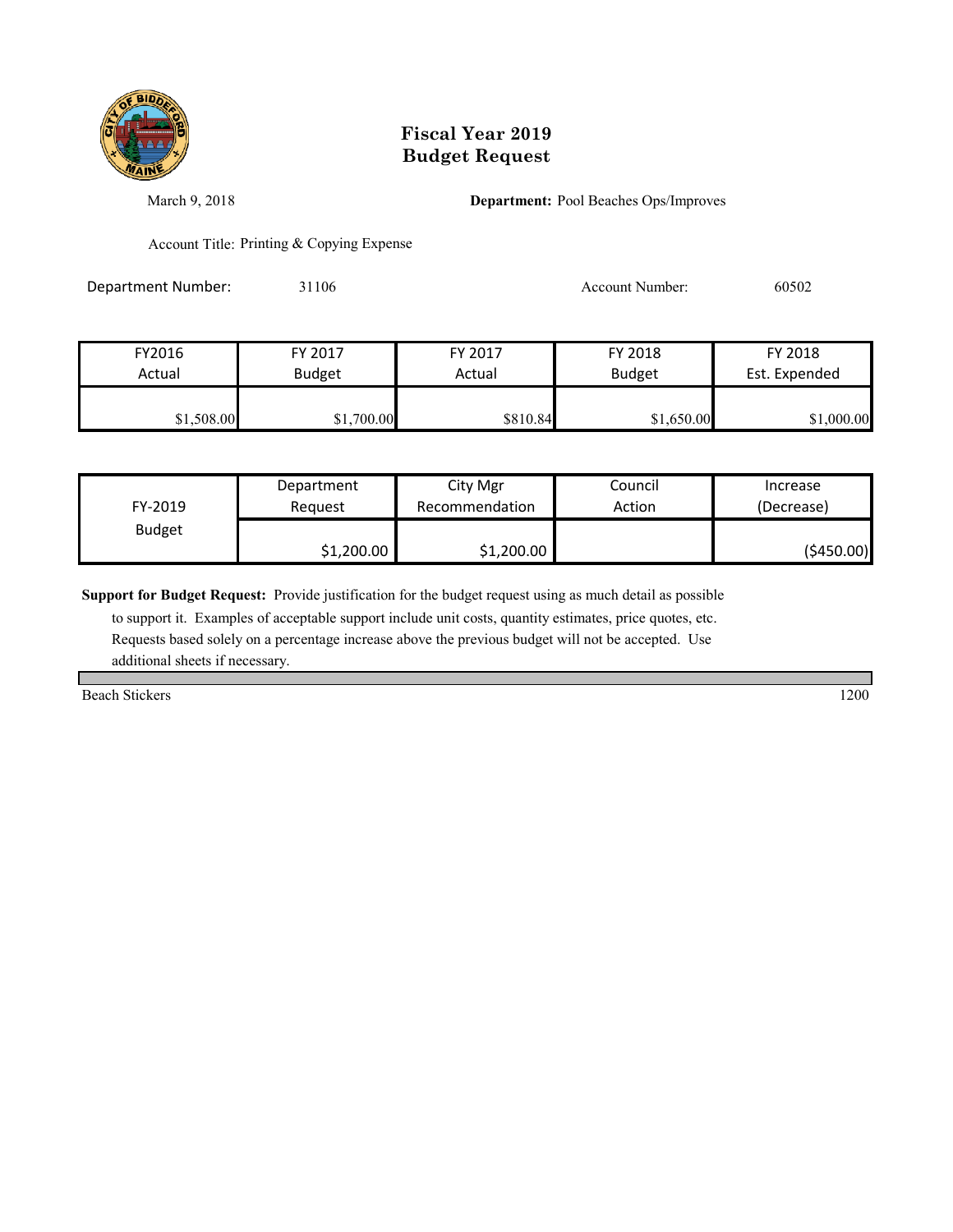# Fiscal Year 2019
# Budget Request

March 9, 2018

**Department:** Pool Beaches Ops/Improves

Account Title: Printing & Copying Expense

Department Number: 31106

Account Number: 60502

| FY2016 Actual | FY 2017 Budget | FY 2017 Actual | FY 2018 Budget | FY 2018 Est. Expended |
|---|---|---|---|---|
| $1,508.00 | $1,700.00 | $810.84 | $1,650.00 | $1,000.00 |

| FY-2019 Budget | Department Request | City Mgr Recommendation | Council Action | Increase (Decrease) |
|---|---|---|---|---|
| | $1,200.00 | $1,200.00 | | ($450.00) |

**Support for Budget Request:** Provide justification for the budget request using as much detail as possible to support it. Examples of acceptable support include unit costs, quantity estimates, price quotes, etc. Requests based solely on a percentage increase above the previous budget will not be accepted. Use additional sheets if necessary.

| | |
|---|---|
| Beach Stickers | 1200 |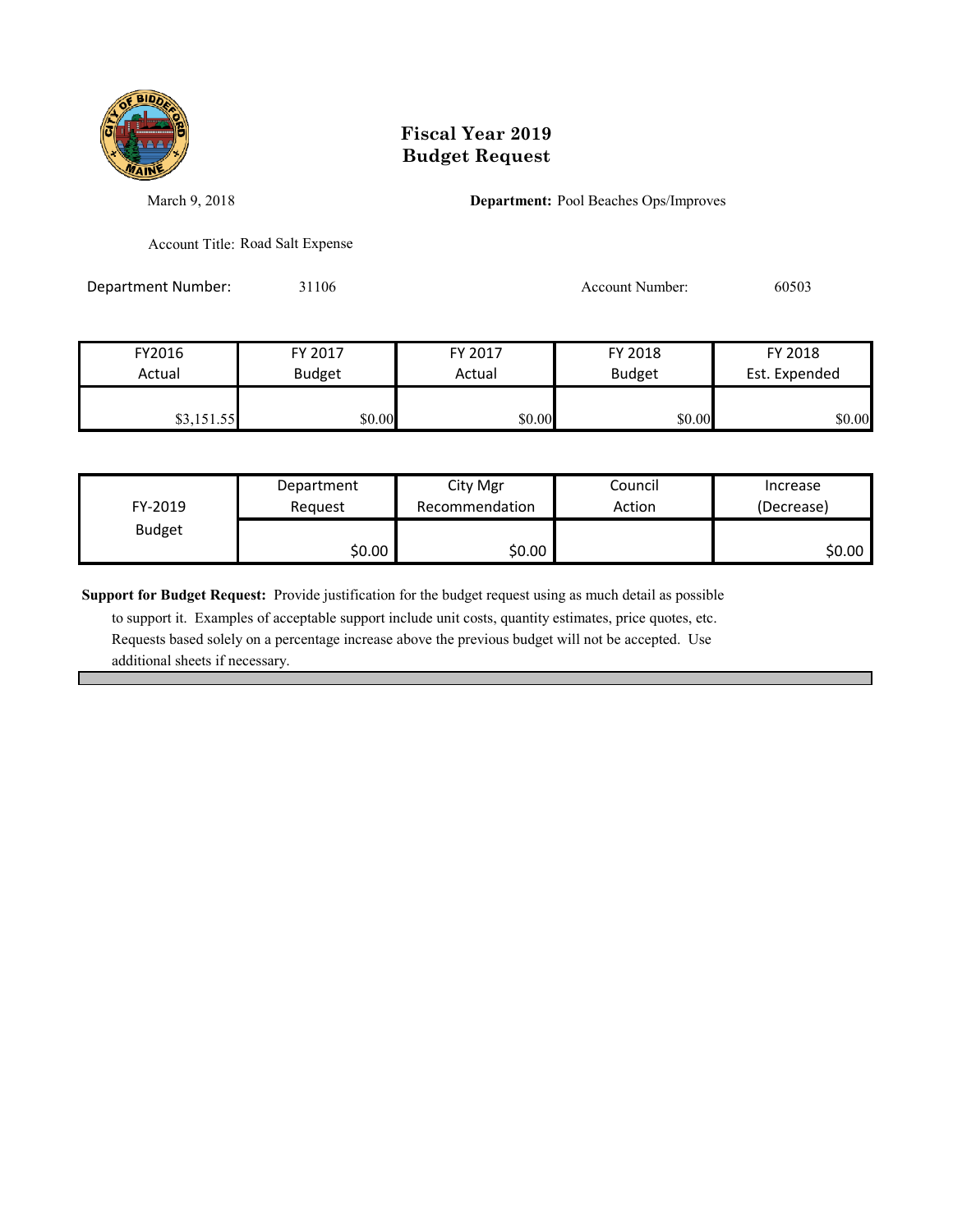# Fiscal Year 2019
# Budget Request

March 9, 2018

**Department:** Pool Beaches Ops/Improves

Account Title: Road Salt Expense

Department Number: 31106

Account Number: 60503

| FY2016 Actual | FY 2017 Budget | FY 2017 Actual | FY 2018 Budget | FY 2018 Est. Expended |
|---|---|---|---|---|
| $3,151.55 | $0.00 | $0.00 | $0.00 | $0.00 |

| FY-2019 Budget | Department Request | City Mgr Recommendation | Council Action | Increase (Decrease) |
|---|---|---|---|---|
| | $0.00 | $0.00 | | $0.00 |

**Support for Budget Request:** Provide justification for the budget request using as much detail as possible to support it. Examples of acceptable support include unit costs, quantity estimates, price quotes, etc. Requests based solely on a percentage increase above the previous budget will not be accepted. Use additional sheets if necessary.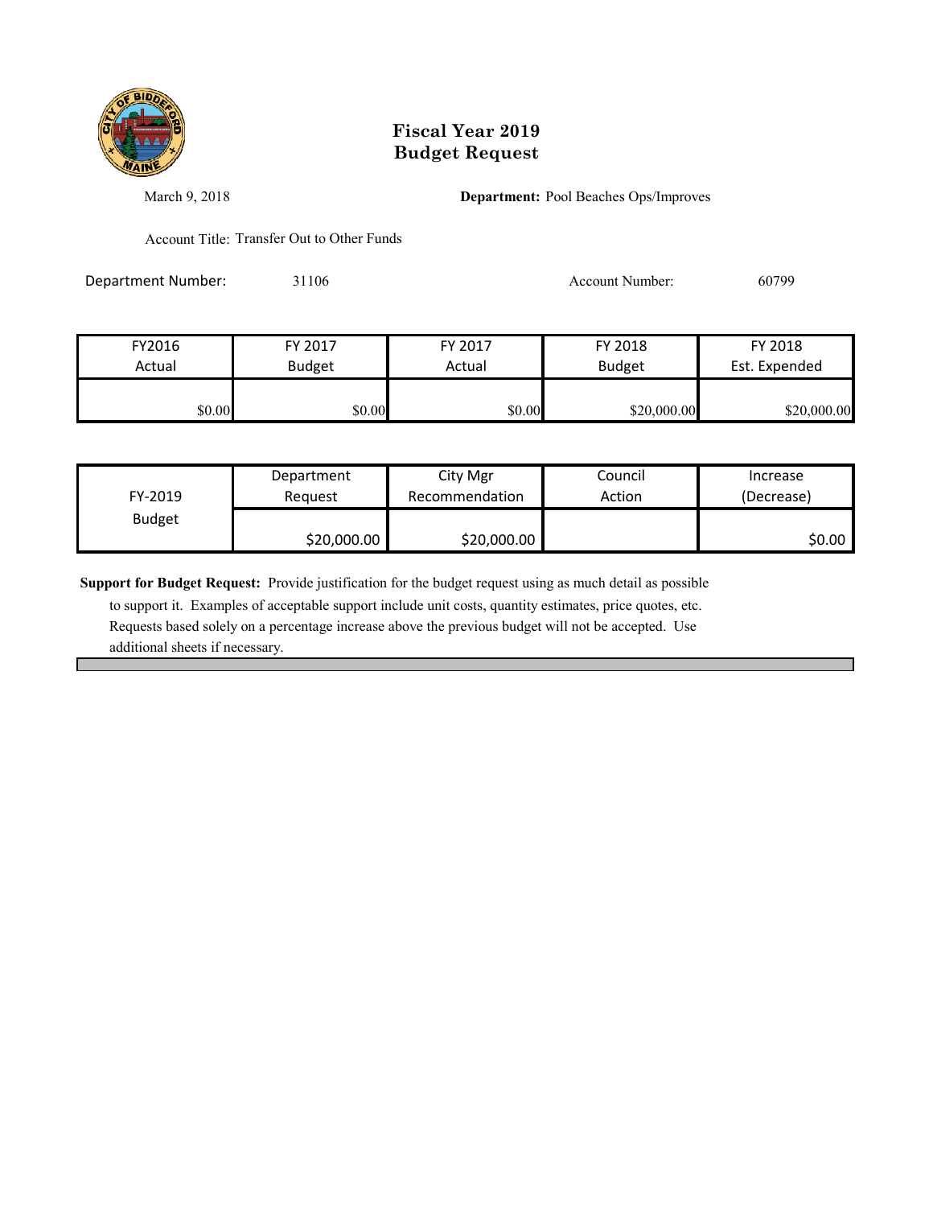# Fiscal Year 2019
# Budget Request

March 9, 2018

**Department:** Pool Beaches Ops/Improves

Account Title: Transfer Out to Other Funds

Department Number: 31106

Account Number: 60799

| FY2016 Actual | FY 2017 Budget | FY 2017 Actual | FY 2018 Budget | FY 2018 Est. Expended |
|---|---|---|---|---|
| $0.00 | $0.00 | $0.00 | $20,000.00 | $20,000.00 |

| FY-2019 Budget | Department Request | City Mgr Recommendation | Council Action | Increase (Decrease) |
|---|---|---|---|---|
| | $20,000.00 | $20,000.00 | | $0.00 |

**Support for Budget Request:** Provide justification for the budget request using as much detail as possible to support it. Examples of acceptable support include unit costs, quantity estimates, price quotes, etc. Requests based solely on a percentage increase above the previous budget will not be accepted. Use additional sheets if necessary.